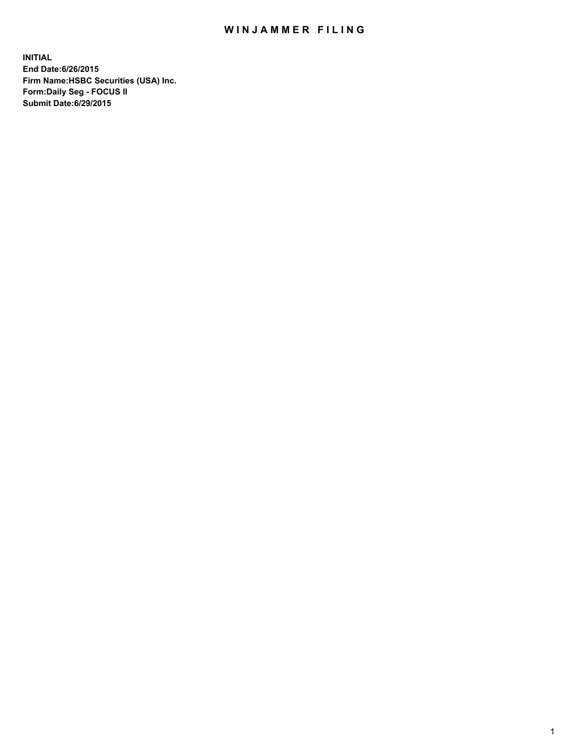# WINJAMMER FILING

**INITIAL**
**End Date:6/26/2015**
**Firm Name:HSBC Securities (USA) Inc.**
**Form:Daily Seg - FOCUS II**
**Submit Date:6/29/2015**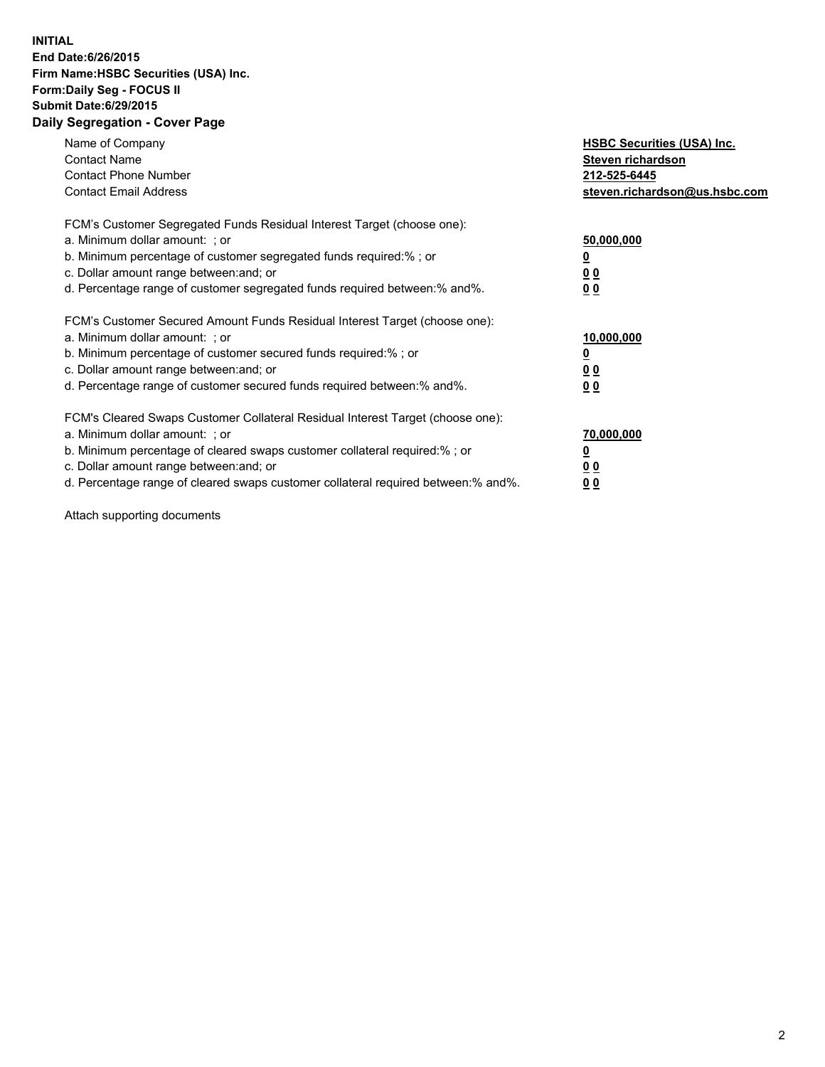**INITIAL**
**End Date:6/26/2015**
**Firm Name:HSBC Securities (USA) Inc.**
**Form:Daily Seg - FOCUS II**
**Submit Date:6/29/2015**

## Daily Segregation - Cover Page

| | |
|---|---|
| Name of Company | **HSBC Securities (USA) Inc.** |
| Contact Name | **Steven richardson** |
| Contact Phone Number | **212-525-6445** |
| Contact Email Address | **steven.richardson@us.hsbc.com** |

FCM's Customer Segregated Funds Residual Interest Target (choose one):

| | |
|---|---|
| a. Minimum dollar amount: ; or | **50,000,000** |
| b. Minimum percentage of customer segregated funds required:% ; or | **0** |
| c. Dollar amount range between:and; or | **0 0** |
| d. Percentage range of customer segregated funds required between:% and%. | **0 0** |

FCM's Customer Secured Amount Funds Residual Interest Target (choose one):

| | |
|---|---|
| a. Minimum dollar amount: ; or | **10,000,000** |
| b. Minimum percentage of customer secured funds required:% ; or | **0** |
| c. Dollar amount range between:and; or | **0 0** |
| d. Percentage range of customer secured funds required between:% and%. | **0 0** |

FCM's Cleared Swaps Customer Collateral Residual Interest Target (choose one):

| | |
|---|---|
| a. Minimum dollar amount: ; or | **70,000,000** |
| b. Minimum percentage of cleared swaps customer collateral required:% ; or | **0** |
| c. Dollar amount range between:and; or | **0 0** |
| d. Percentage range of cleared swaps customer collateral required between:% and%. | **0 0** |

Attach supporting documents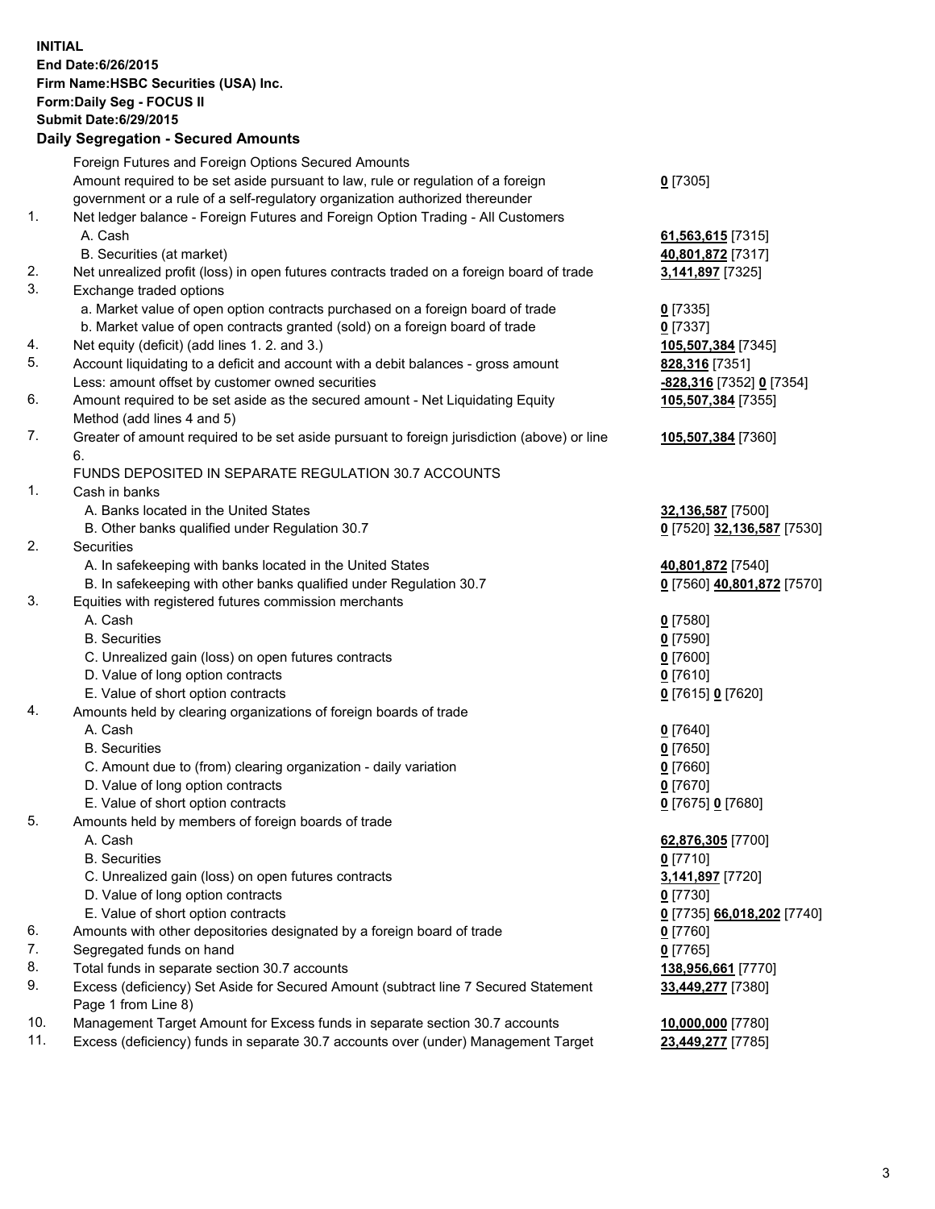**INITIAL**
**End Date:6/26/2015**
**Firm Name:HSBC Securities (USA) Inc.**
**Form:Daily Seg - FOCUS II**
**Submit Date:6/29/2015**

## Daily Segregation - Secured Amounts

| | | |
|---|---|---|
| | Foreign Futures and Foreign Options Secured Amounts | |
| | Amount required to be set aside pursuant to law, rule or regulation of a foreign government or a rule of a self-regulatory organization authorized thereunder | **0** [7305] |
| 1. | Net ledger balance - Foreign Futures and Foreign Option Trading - All Customers | |
| | A. Cash | **61,563,615** [7315] |
| | B. Securities (at market) | **40,801,872** [7317] |
| 2. | Net unrealized profit (loss) in open futures contracts traded on a foreign board of trade | **3,141,897** [7325] |
| 3. | Exchange traded options | |
| | a. Market value of open option contracts purchased on a foreign board of trade | **0** [7335] |
| | b. Market value of open contracts granted (sold) on a foreign board of trade | **0** [7337] |
| 4. | Net equity (deficit) (add lines 1. 2. and 3.) | **105,507,384** [7345] |
| 5. | Account liquidating to a deficit and account with a debit balances - gross amount | **828,316** [7351] |
| | Less: amount offset by customer owned securities | **-828,316** [7352] **0** [7354] |
| 6. | Amount required to be set aside as the secured amount - Net Liquidating Equity Method (add lines 4 and 5) | **105,507,384** [7355] |
| 7. | Greater of amount required to be set aside pursuant to foreign jurisdiction (above) or line 6. | **105,507,384** [7360] |
| | FUNDS DEPOSITED IN SEPARATE REGULATION 30.7 ACCOUNTS | |
| 1. | Cash in banks | |
| | A. Banks located in the United States | **32,136,587** [7500] |
| | B. Other banks qualified under Regulation 30.7 | **0** [7520] **32,136,587** [7530] |
| 2. | Securities | |
| | A. In safekeeping with banks located in the United States | **40,801,872** [7540] |
| | B. In safekeeping with other banks qualified under Regulation 30.7 | **0** [7560] **40,801,872** [7570] |
| 3. | Equities with registered futures commission merchants | |
| | A. Cash | **0** [7580] |
| | B. Securities | **0** [7590] |
| | C. Unrealized gain (loss) on open futures contracts | **0** [7600] |
| | D. Value of long option contracts | **0** [7610] |
| | E. Value of short option contracts | **0** [7615] **0** [7620] |
| 4. | Amounts held by clearing organizations of foreign boards of trade | |
| | A. Cash | **0** [7640] |
| | B. Securities | **0** [7650] |
| | C. Amount due to (from) clearing organization - daily variation | **0** [7660] |
| | D. Value of long option contracts | **0** [7670] |
| | E. Value of short option contracts | **0** [7675] **0** [7680] |
| 5. | Amounts held by members of foreign boards of trade | |
| | A. Cash | **62,876,305** [7700] |
| | B. Securities | **0** [7710] |
| | C. Unrealized gain (loss) on open futures contracts | **3,141,897** [7720] |
| | D. Value of long option contracts | **0** [7730] |
| | E. Value of short option contracts | **0** [7735] **66,018,202** [7740] |
| 6. | Amounts with other depositories designated by a foreign board of trade | **0** [7760] |
| 7. | Segregated funds on hand | **0** [7765] |
| 8. | Total funds in separate section 30.7 accounts | **138,956,661** [7770] |
| 9. | Excess (deficiency) Set Aside for Secured Amount (subtract line 7 Secured Statement Page 1 from Line 8) | **33,449,277** [7380] |
| 10. | Management Target Amount for Excess funds in separate section 30.7 accounts | **10,000,000** [7780] |
| 11. | Excess (deficiency) funds in separate 30.7 accounts over (under) Management Target | **23,449,277** [7785] |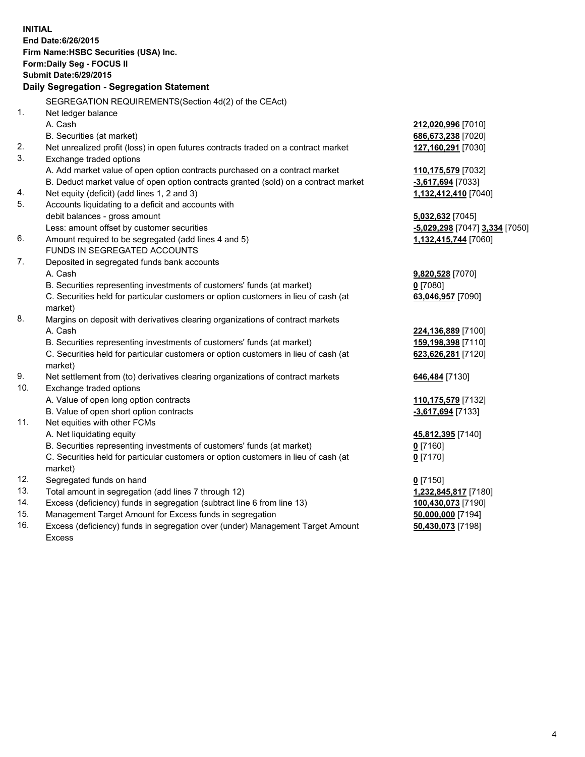**INITIAL**
**End Date:6/26/2015**
**Firm Name:HSBC Securities (USA) Inc.**
**Form:Daily Seg - FOCUS II**
**Submit Date:6/29/2015**

## Daily Segregation - Segregation Statement

SEGREGATION REQUIREMENTS(Section 4d(2) of the CEAct)

| | | |
|---|---|---|
| 1. | Net ledger balance | |
| | A. Cash | **212,020,996** [7010] |
| | B. Securities (at market) | **686,673,238** [7020] |
| 2. | Net unrealized profit (loss) in open futures contracts traded on a contract market | **127,160,291** [7030] |
| 3. | Exchange traded options | |
| | A. Add market value of open option contracts purchased on a contract market | **110,175,579** [7032] |
| | B. Deduct market value of open option contracts granted (sold) on a contract market | **-3,617,694** [7033] |
| 4. | Net equity (deficit) (add lines 1, 2 and 3) | **1,132,412,410** [7040] |
| 5. | Accounts liquidating to a deficit and accounts with | |
| | debit balances - gross amount | **5,032,632** [7045] |
| | Less: amount offset by customer securities | **-5,029,298** [7047] **3,334** [7050] |
| 6. | Amount required to be segregated (add lines 4 and 5) | **1,132,415,744** [7060] |
| | FUNDS IN SEGREGATED ACCOUNTS | |
| 7. | Deposited in segregated funds bank accounts | |
| | A. Cash | **9,820,528** [7070] |
| | B. Securities representing investments of customers' funds (at market) | **0** [7080] |
| | C. Securities held for particular customers or option customers in lieu of cash (at market) | **63,046,957** [7090] |
| 8. | Margins on deposit with derivatives clearing organizations of contract markets | |
| | A. Cash | **224,136,889** [7100] |
| | B. Securities representing investments of customers' funds (at market) | **159,198,398** [7110] |
| | C. Securities held for particular customers or option customers in lieu of cash (at market) | **623,626,281** [7120] |
| 9. | Net settlement from (to) derivatives clearing organizations of contract markets | **646,484** [7130] |
| 10. | Exchange traded options | |
| | A. Value of open long option contracts | **110,175,579** [7132] |
| | B. Value of open short option contracts | **-3,617,694** [7133] |
| 11. | Net equities with other FCMs | |
| | A. Net liquidating equity | **45,812,395** [7140] |
| | B. Securities representing investments of customers' funds (at market) | **0** [7160] |
| | C. Securities held for particular customers or option customers in lieu of cash (at market) | **0** [7170] |
| 12. | Segregated funds on hand | **0** [7150] |
| 13. | Total amount in segregation (add lines 7 through 12) | **1,232,845,817** [7180] |
| 14. | Excess (deficiency) funds in segregation (subtract line 6 from line 13) | **100,430,073** [7190] |
| 15. | Management Target Amount for Excess funds in segregation | **50,000,000** [7194] |
| 16. | Excess (deficiency) funds in segregation over (under) Management Target Amount Excess | **50,430,073** [7198] |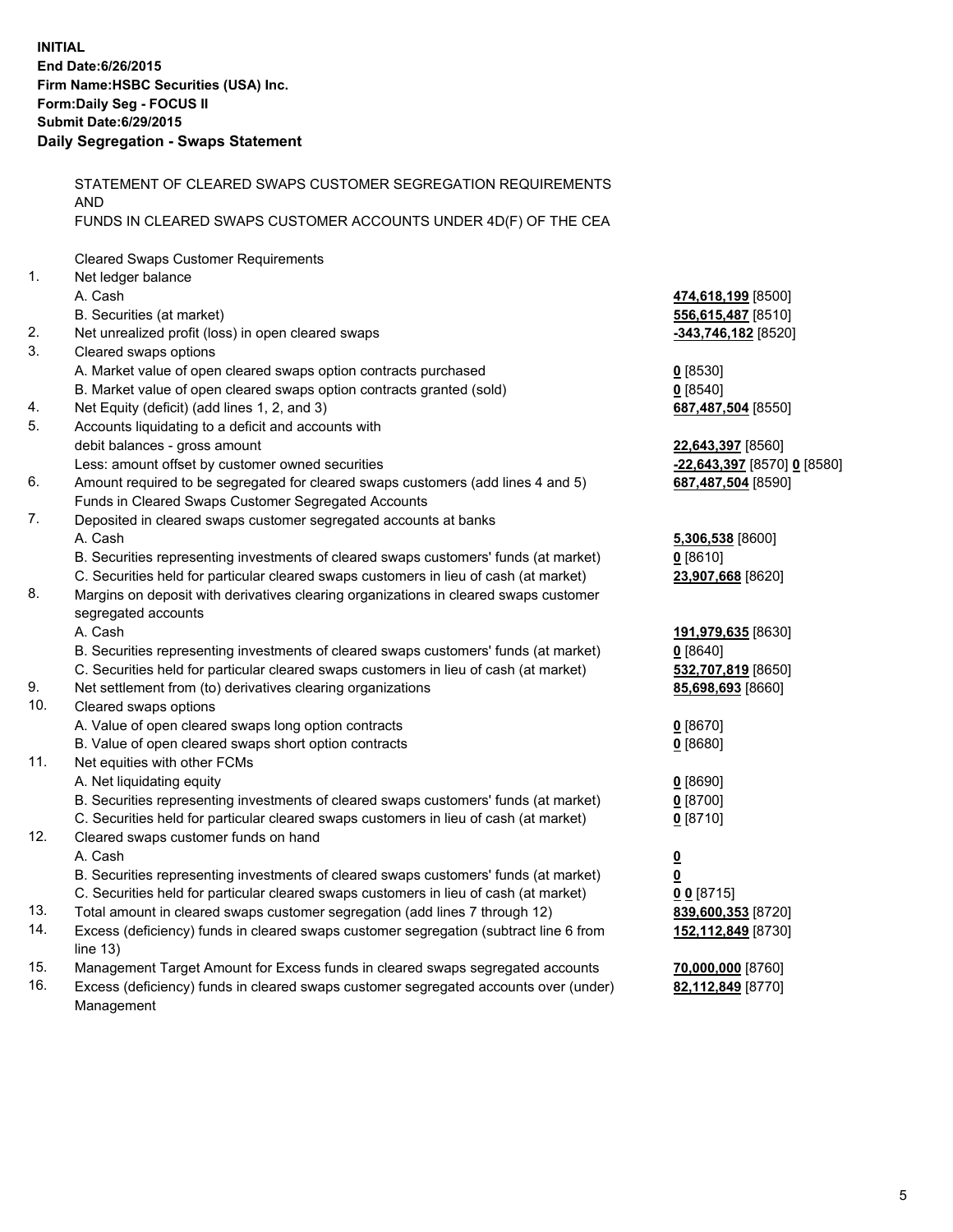**INITIAL**
**End Date:6/26/2015**
**Firm Name:HSBC Securities (USA) Inc.**
**Form:Daily Seg - FOCUS II**
**Submit Date:6/29/2015**
**Daily Segregation - Swaps Statement**

STATEMENT OF CLEARED SWAPS CUSTOMER SEGREGATION REQUIREMENTS AND FUNDS IN CLEARED SWAPS CUSTOMER ACCOUNTS UNDER 4D(F) OF THE CEA

| | | |
|---|---|---|
| | Cleared Swaps Customer Requirements | |
| 1. | Net ledger balance | |
| | A. Cash | **474,618,199** [8500] |
| | B. Securities (at market) | **556,615,487** [8510] |
| 2. | Net unrealized profit (loss) in open cleared swaps | **-343,746,182** [8520] |
| 3. | Cleared swaps options | |
| | A. Market value of open cleared swaps option contracts purchased | **0** [8530] |
| | B. Market value of open cleared swaps option contracts granted (sold) | **0** [8540] |
| 4. | Net Equity (deficit) (add lines 1, 2, and 3) | **687,487,504** [8550] |
| 5. | Accounts liquidating to a deficit and accounts with debit balances - gross amount | **22,643,397** [8560] |
| | Less: amount offset by customer owned securities | **-22,643,397** [8570] **0** [8580] |
| 6. | Amount required to be segregated for cleared swaps customers (add lines 4 and 5) | **687,487,504** [8590] |
| | Funds in Cleared Swaps Customer Segregated Accounts | |
| 7. | Deposited in cleared swaps customer segregated accounts at banks | |
| | A. Cash | **5,306,538** [8600] |
| | B. Securities representing investments of cleared swaps customers' funds (at market) | **0** [8610] |
| | C. Securities held for particular cleared swaps customers in lieu of cash (at market) | **23,907,668** [8620] |
| 8. | Margins on deposit with derivatives clearing organizations in cleared swaps customer segregated accounts | |
| | A. Cash | **191,979,635** [8630] |
| | B. Securities representing investments of cleared swaps customers' funds (at market) | **0** [8640] |
| | C. Securities held for particular cleared swaps customers in lieu of cash (at market) | **532,707,819** [8650] |
| 9. | Net settlement from (to) derivatives clearing organizations | **85,698,693** [8660] |
| 10. | Cleared swaps options | |
| | A. Value of open cleared swaps long option contracts | **0** [8670] |
| | B. Value of open cleared swaps short option contracts | **0** [8680] |
| 11. | Net equities with other FCMs | |
| | A. Net liquidating equity | **0** [8690] |
| | B. Securities representing investments of cleared swaps customers' funds (at market) | **0** [8700] |
| | C. Securities held for particular cleared swaps customers in lieu of cash (at market) | **0** [8710] |
| 12. | Cleared swaps customer funds on hand | |
| | A. Cash | **0** |
| | B. Securities representing investments of cleared swaps customers' funds (at market) | **0** |
| | C. Securities held for particular cleared swaps customers in lieu of cash (at market) | **0** **0** [8715] |
| 13. | Total amount in cleared swaps customer segregation (add lines 7 through 12) | **839,600,353** [8720] |
| 14. | Excess (deficiency) funds in cleared swaps customer segregation (subtract line 6 from line 13) | **152,112,849** [8730] |
| 15. | Management Target Amount for Excess funds in cleared swaps segregated accounts | **70,000,000** [8760] |
| 16. | Excess (deficiency) funds in cleared swaps customer segregated accounts over (under) Management | **82,112,849** [8770] |